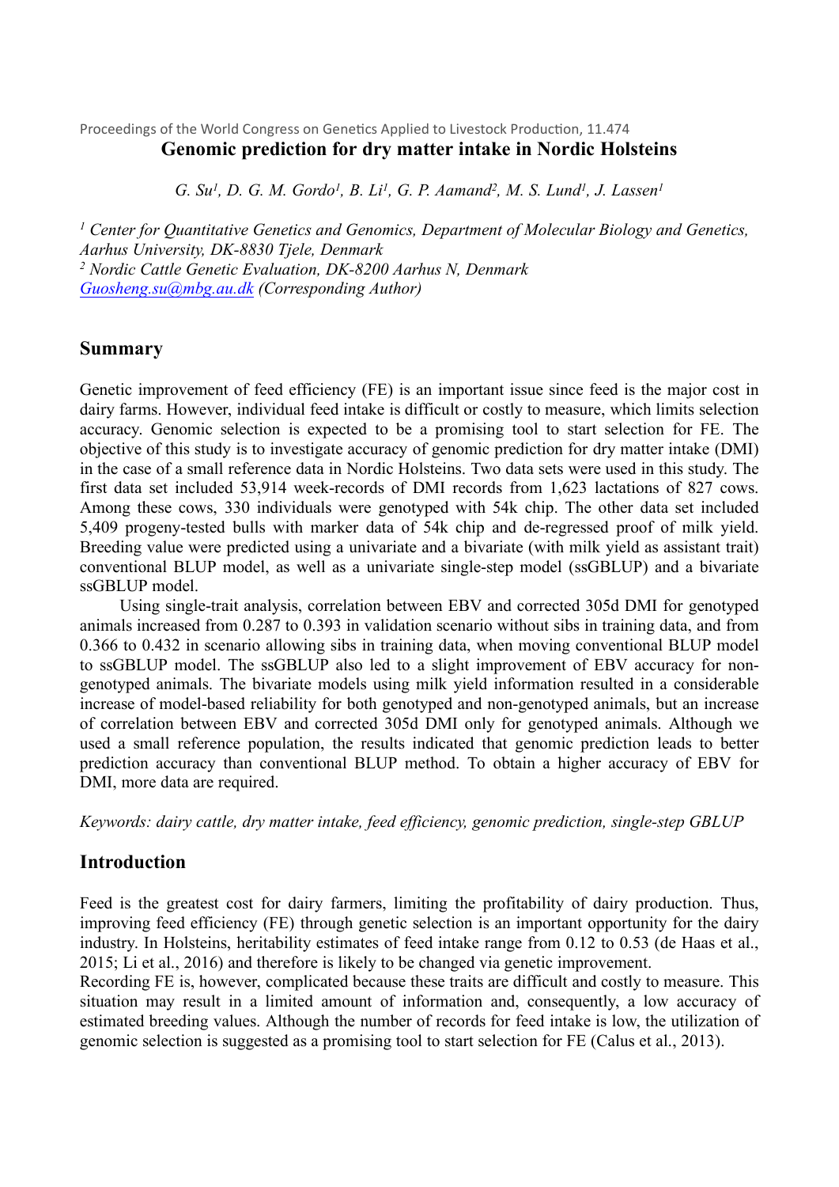Proceedings of the World Congress on Genetics Applied to Livestock Production, 11.474

# Genomic prediction for dry matter intake in Nordic Holsteins

*G. Su[1], D. G. M. Gordo[1], B. Li[1], G. P. Aamand[2], M. S. Lund[1], J. Lassen[1]*

*[1] Center for Quantitative Genetics and Genomics, Department of Molecular Biology and Genetics, Aarhus University, DK-8830 Tjele, Denmark*
*[2] Nordic Cattle Genetic Evaluation, DK-8200 Aarhus N, Denmark*
*Guosheng.su@mbg.au.dk (Corresponding Author)*

## Summary

Genetic improvement of feed efficiency (FE) is an important issue since feed is the major cost in dairy farms. However, individual feed intake is difficult or costly to measure, which limits selection accuracy. Genomic selection is expected to be a promising tool to start selection for FE. The objective of this study is to investigate accuracy of genomic prediction for dry matter intake (DMI) in the case of a small reference data in Nordic Holsteins. Two data sets were used in this study. The first data set included 53,914 week-records of DMI records from 1,623 lactations of 827 cows. Among these cows, 330 individuals were genotyped with 54k chip. The other data set included 5,409 progeny-tested bulls with marker data of 54k chip and de-regressed proof of milk yield. Breeding value were predicted using a univariate and a bivariate (with milk yield as assistant trait) conventional BLUP model, as well as a univariate single-step model (ssGBLUP) and a bivariate ssGBLUP model.

Using single-trait analysis, correlation between EBV and corrected 305d DMI for genotyped animals increased from 0.287 to 0.393 in validation scenario without sibs in training data, and from 0.366 to 0.432 in scenario allowing sibs in training data, when moving conventional BLUP model to ssGBLUP model. The ssGBLUP also led to a slight improvement of EBV accuracy for non-genotyped animals. The bivariate models using milk yield information resulted in a considerable increase of model-based reliability for both genotyped and non-genotyped animals, but an increase of correlation between EBV and corrected 305d DMI only for genotyped animals. Although we used a small reference population, the results indicated that genomic prediction leads to better prediction accuracy than conventional BLUP method. To obtain a higher accuracy of EBV for DMI, more data are required.

*Keywords: dairy cattle, dry matter intake, feed efficiency, genomic prediction, single-step GBLUP*

## Introduction

Feed is the greatest cost for dairy farmers, limiting the profitability of dairy production. Thus, improving feed efficiency (FE) through genetic selection is an important opportunity for the dairy industry. In Holsteins, heritability estimates of feed intake range from 0.12 to 0.53 (de Haas et al., 2015; Li et al., 2016) and therefore is likely to be changed via genetic improvement.

Recording FE is, however, complicated because these traits are difficult and costly to measure. This situation may result in a limited amount of information and, consequently, a low accuracy of estimated breeding values. Although the number of records for feed intake is low, the utilization of genomic selection is suggested as a promising tool to start selection for FE (Calus et al., 2013).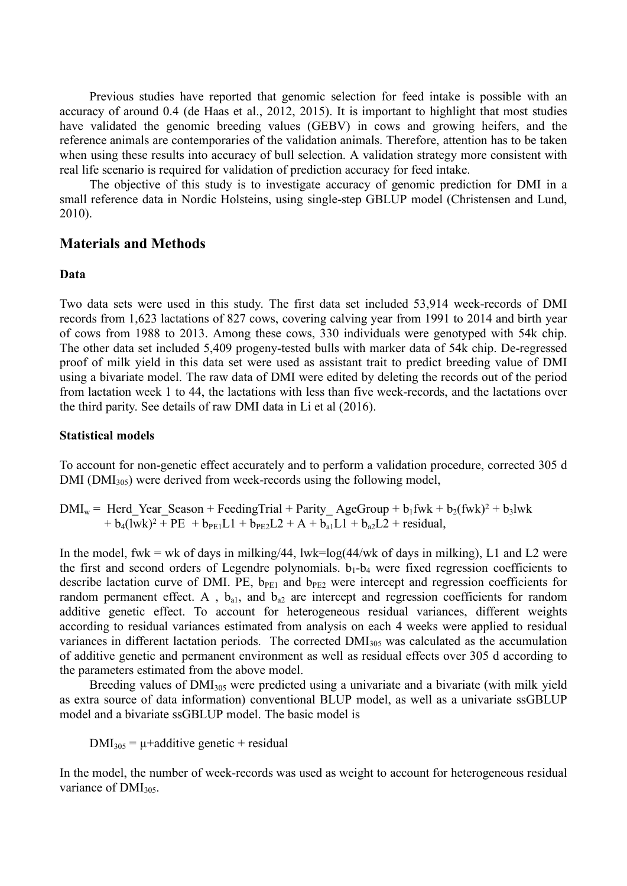Previous studies have reported that genomic selection for feed intake is possible with an accuracy of around 0.4 (de Haas et al., 2012, 2015). It is important to highlight that most studies have validated the genomic breeding values (GEBV) in cows and growing heifers, and the reference animals are contemporaries of the validation animals. Therefore, attention has to be taken when using these results into accuracy of bull selection. A validation strategy more consistent with real life scenario is required for validation of prediction accuracy for feed intake.

The objective of this study is to investigate accuracy of genomic prediction for DMI in a small reference data in Nordic Holsteins, using single-step GBLUP model (Christensen and Lund, 2010).

## Materials and Methods

### Data

Two data sets were used in this study. The first data set included 53,914 week-records of DMI records from 1,623 lactations of 827 cows, covering calving year from 1991 to 2014 and birth year of cows from 1988 to 2013. Among these cows, 330 individuals were genotyped with 54k chip. The other data set included 5,409 progeny-tested bulls with marker data of 54k chip. De-regressed proof of milk yield in this data set were used as assistant trait to predict breeding value of DMI using a bivariate model. The raw data of DMI were edited by deleting the records out of the period from lactation week 1 to 44, the lactations with less than five week-records, and the lactations over the third parity. See details of raw DMI data in Li et al (2016).

### Statistical models

To account for non-genetic effect accurately and to perform a validation procedure, corrected 305 d DMI ($DMI_{305}$) were derived from week-records using the following model,

$$DMI_w = Herd\_Year\_Season + FeedingTrial + Parity\_AgeGroup + b_1 fwk + b_2(fwk)^2 + b_3 lwk + b_4(lwk)^2 + PE + b_{PE1}L1 + b_{PE2}L2 + A + b_{a1}L1 + b_{a2}L2 + residual,$$

In the model, fwk = wk of days in milking/44, lwk=log(44/wk of days in milking), L1 and L2 were the first and second orders of Legendre polynomials. $b_1$-$b_4$ were fixed regression coefficients to describe lactation curve of DMI. PE, $b_{PE1}$ and $b_{PE2}$ were intercept and regression coefficients for random permanent effect. A , $b_{a1}$, and $b_{a2}$ are intercept and regression coefficients for random additive genetic effect. To account for heterogeneous residual variances, different weights according to residual variances estimated from analysis on each 4 weeks were applied to residual variances in different lactation periods. The corrected $DMI_{305}$ was calculated as the accumulation of additive genetic and permanent environment as well as residual effects over 305 d according to the parameters estimated from the above model.

Breeding values of $DMI_{305}$ were predicted using a univariate and a bivariate (with milk yield as extra source of data information) conventional BLUP model, as well as a univariate ssGBLUP model and a bivariate ssGBLUP model. The basic model is

$$DMI_{305} = \mu + \text{additive genetic} + \text{residual}$$

In the model, the number of week-records was used as weight to account for heterogeneous residual variance of $DMI_{305}$.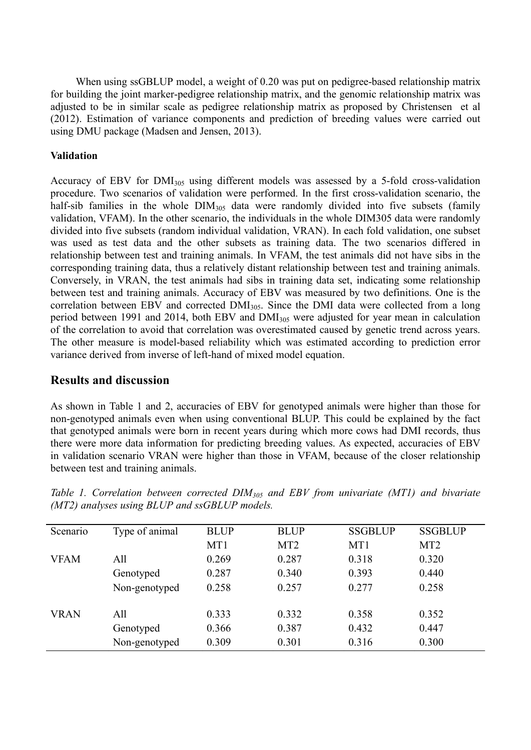When using ssGBLUP model, a weight of 0.20 was put on pedigree-based relationship matrix for building the joint marker-pedigree relationship matrix, and the genomic relationship matrix was adjusted to be in similar scale as pedigree relationship matrix as proposed by Christensen et al (2012). Estimation of variance components and prediction of breeding values were carried out using DMU package (Madsen and Jensen, 2013).

**Validation**

Accuracy of EBV for $DMI_{305}$ using different models was assessed by a 5-fold cross-validation procedure. Two scenarios of validation were performed. In the first cross-validation scenario, the half-sib families in the whole $DIM_{305}$ data were randomly divided into five subsets (family validation, VFAM). In the other scenario, the individuals in the whole DIM305 data were randomly divided into five subsets (random individual validation, VRAN). In each fold validation, one subset was used as test data and the other subsets as training data. The two scenarios differed in relationship between test and training animals. In VFAM, the test animals did not have sibs in the corresponding training data, thus a relatively distant relationship between test and training animals. Conversely, in VRAN, the test animals had sibs in training data set, indicating some relationship between test and training animals. Accuracy of EBV was measured by two definitions. One is the correlation between EBV and corrected $DMI_{305}$. Since the DMI data were collected from a long period between 1991 and 2014, both EBV and $DMI_{305}$ were adjusted for year mean in calculation of the correlation to avoid that correlation was overestimated caused by genetic trend across years. The other measure is model-based reliability which was estimated according to prediction error variance derived from inverse of left-hand of mixed model equation.

## Results and discussion

As shown in Table 1 and 2, accuracies of EBV for genotyped animals were higher than those for non-genotyped animals even when using conventional BLUP. This could be explained by the fact that genotyped animals were born in recent years during which more cows had DMI records, thus there were more data information for predicting breeding values. As expected, accuracies of EBV in validation scenario VRAN were higher than those in VFAM, because of the closer relationship between test and training animals.

*Table 1. Correlation between corrected $DIM_{305}$ and EBV from univariate (MT1) and bivariate (MT2) analyses using BLUP and ssGBLUP models.*

| Scenario | Type of animal | BLUP MT1 | BLUP MT2 | SSGBLUP MT1 | SSGBLUP MT2 |
|---|---|---|---|---|---|
| VFAM | All | 0.269 | 0.287 | 0.318 | 0.320 |
| | Genotyped | 0.287 | 0.340 | 0.393 | 0.440 |
| | Non-genotyped | 0.258 | 0.257 | 0.277 | 0.258 |
| VRAN | All | 0.333 | 0.332 | 0.358 | 0.352 |
| | Genotyped | 0.366 | 0.387 | 0.432 | 0.447 |
| | Non-genotyped | 0.309 | 0.301 | 0.316 | 0.300 |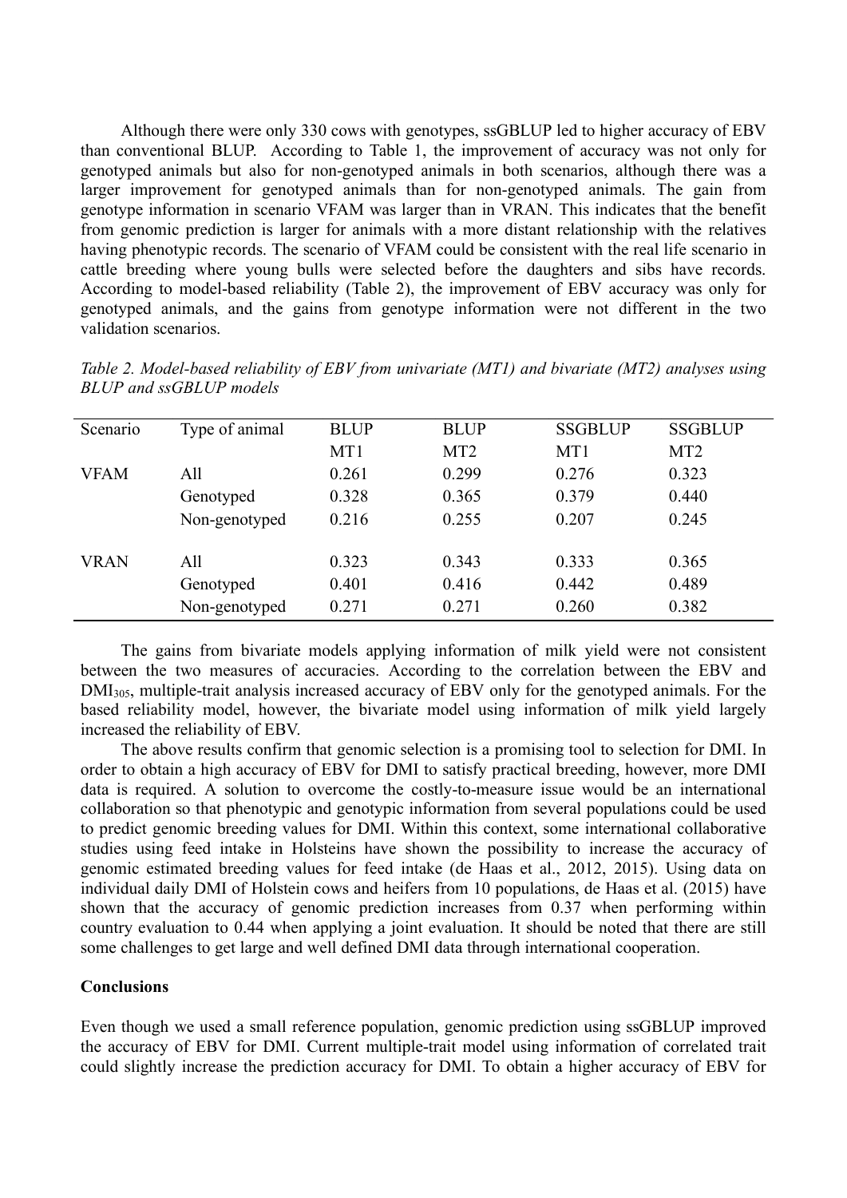Although there were only 330 cows with genotypes, ssGBLUP led to higher accuracy of EBV than conventional BLUP. According to Table 1, the improvement of accuracy was not only for genotyped animals but also for non-genotyped animals in both scenarios, although there was a larger improvement for genotyped animals than for non-genotyped animals. The gain from genotype information in scenario VFAM was larger than in VRAN. This indicates that the benefit from genomic prediction is larger for animals with a more distant relationship with the relatives having phenotypic records. The scenario of VFAM could be consistent with the real life scenario in cattle breeding where young bulls were selected before the daughters and sibs have records. According to model-based reliability (Table 2), the improvement of EBV accuracy was only for genotyped animals, and the gains from genotype information were not different in the two validation scenarios.

*Table 2. Model-based reliability of EBV from univariate (MT1) and bivariate (MT2) analyses using BLUP and ssGBLUP models*

| Scenario | Type of animal | BLUP MT1 | BLUP MT2 | SSGBLUP MT1 | SSGBLUP MT2 |
|---|---|---|---|---|---|
| VFAM | All | 0.261 | 0.299 | 0.276 | 0.323 |
| | Genotyped | 0.328 | 0.365 | 0.379 | 0.440 |
| | Non-genotyped | 0.216 | 0.255 | 0.207 | 0.245 |
| VRAN | All | 0.323 | 0.343 | 0.333 | 0.365 |
| | Genotyped | 0.401 | 0.416 | 0.442 | 0.489 |
| | Non-genotyped | 0.271 | 0.271 | 0.260 | 0.382 |

The gains from bivariate models applying information of milk yield were not consistent between the two measures of accuracies. According to the correlation between the EBV and $DMI_{305}$, multiple-trait analysis increased accuracy of EBV only for the genotyped animals. For the based reliability model, however, the bivariate model using information of milk yield largely increased the reliability of EBV.

The above results confirm that genomic selection is a promising tool to selection for DMI. In order to obtain a high accuracy of EBV for DMI to satisfy practical breeding, however, more DMI data is required. A solution to overcome the costly-to-measure issue would be an international collaboration so that phenotypic and genotypic information from several populations could be used to predict genomic breeding values for DMI. Within this context, some international collaborative studies using feed intake in Holsteins have shown the possibility to increase the accuracy of genomic estimated breeding values for feed intake (de Haas et al., 2012, 2015). Using data on individual daily DMI of Holstein cows and heifers from 10 populations, de Haas et al. (2015) have shown that the accuracy of genomic prediction increases from 0.37 when performing within country evaluation to 0.44 when applying a joint evaluation. It should be noted that there are still some challenges to get large and well defined DMI data through international cooperation.

**Conclusions**

Even though we used a small reference population, genomic prediction using ssGBLUP improved the accuracy of EBV for DMI. Current multiple-trait model using information of correlated trait could slightly increase the prediction accuracy for DMI. To obtain a higher accuracy of EBV for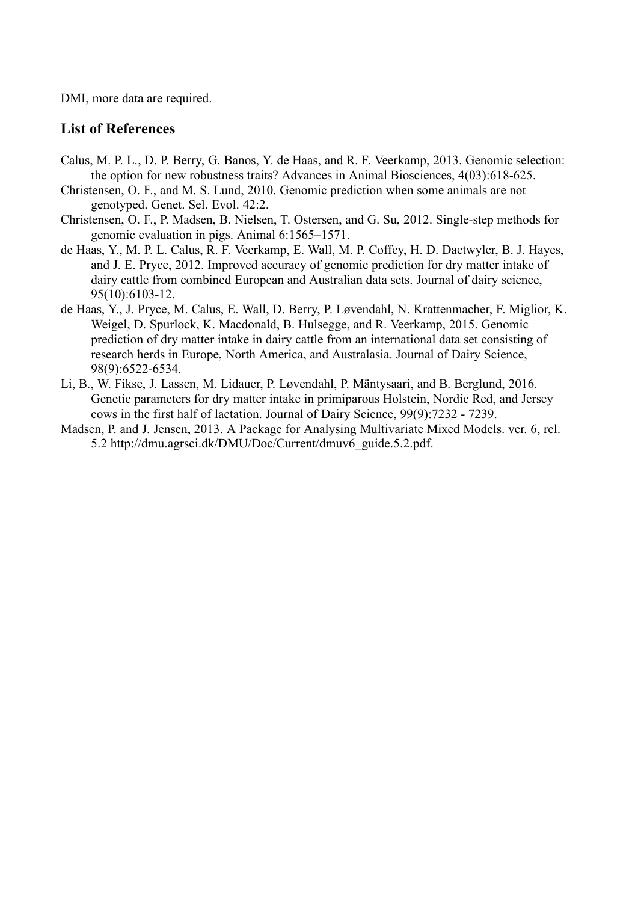DMI, more data are required.

## List of References

Calus, M. P. L., D. P. Berry, G. Banos, Y. de Haas, and R. F. Veerkamp, 2013. Genomic selection: the option for new robustness traits? Advances in Animal Biosciences, 4(03):618-625.

Christensen, O. F., and M. S. Lund, 2010. Genomic prediction when some animals are not genotyped. Genet. Sel. Evol. 42:2.

Christensen, O. F., P. Madsen, B. Nielsen, T. Ostersen, and G. Su, 2012. Single-step methods for genomic evaluation in pigs. Animal 6:1565–1571.

de Haas, Y., M. P. L. Calus, R. F. Veerkamp, E. Wall, M. P. Coffey, H. D. Daetwyler, B. J. Hayes, and J. E. Pryce, 2012. Improved accuracy of genomic prediction for dry matter intake of dairy cattle from combined European and Australian data sets. Journal of dairy science, 95(10):6103-12.

de Haas, Y., J. Pryce, M. Calus, E. Wall, D. Berry, P. Løvendahl, N. Krattenmacher, F. Miglior, K. Weigel, D. Spurlock, K. Macdonald, B. Hulsegge, and R. Veerkamp, 2015. Genomic prediction of dry matter intake in dairy cattle from an international data set consisting of research herds in Europe, North America, and Australasia. Journal of Dairy Science, 98(9):6522-6534.

Li, B., W. Fikse, J. Lassen, M. Lidauer, P. Løvendahl, P. Mäntysaari, and B. Berglund, 2016. Genetic parameters for dry matter intake in primiparous Holstein, Nordic Red, and Jersey cows in the first half of lactation. Journal of Dairy Science, 99(9):7232 - 7239.

Madsen, P. and J. Jensen, 2013. A Package for Analysing Multivariate Mixed Models. ver. 6, rel. 5.2 http://dmu.agrsci.dk/DMU/Doc/Current/dmuv6_guide.5.2.pdf.